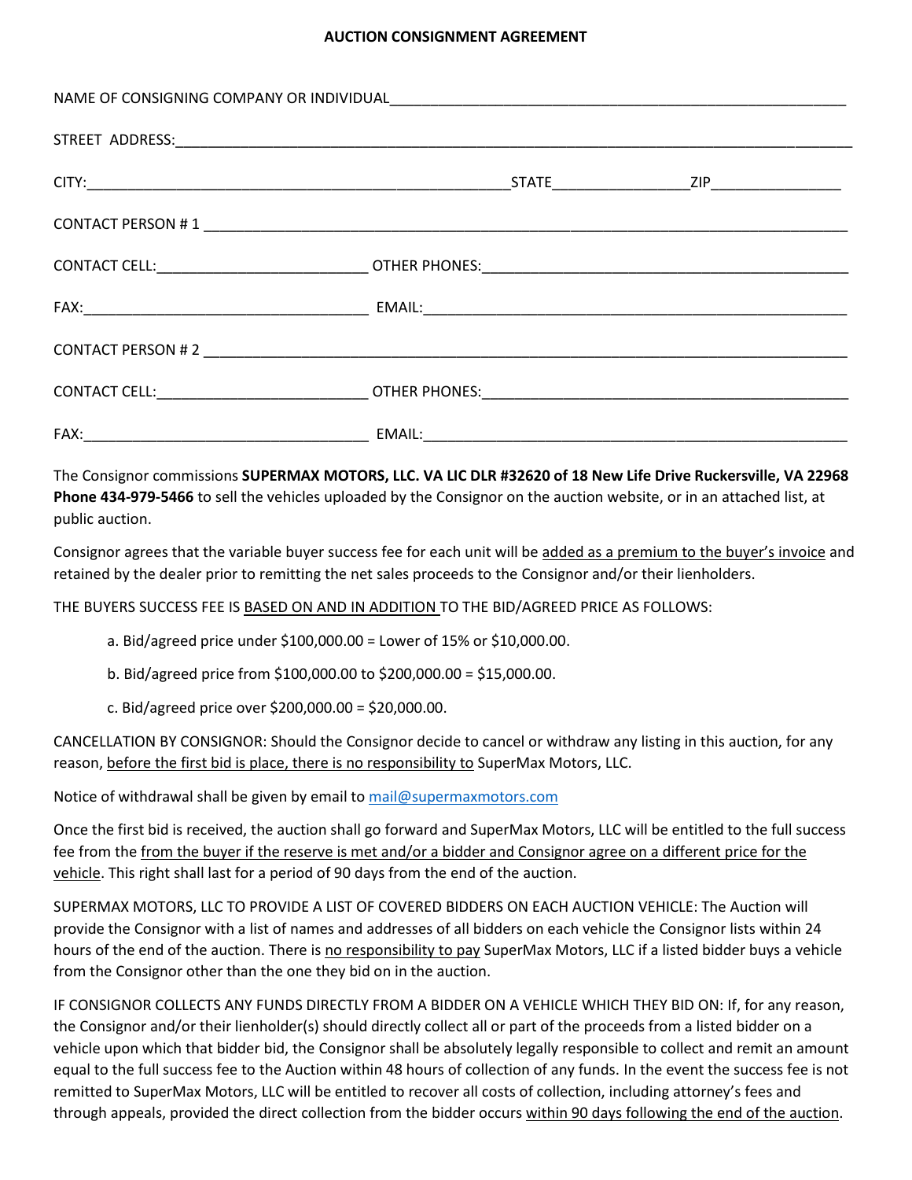**AUCTION CONSIGNMENT AGREEMENT**

NAME OF CONSIGNING COMPANY OR INDIVIDUAL_______________________________________________

STREET ADDRESS:_______________________________________________________________

CITY:_______________________________________STATE______________ZIP______________

CONTACT PERSON # 1 ____________________________________________________________

CONTACT CELL:______________________ OTHER PHONES:__________________________________

FAX:_____________________________ EMAIL:__________________________________________

CONTACT PERSON # 2 ____________________________________________________________

CONTACT CELL:______________________ OTHER PHONES:__________________________________

FAX:_____________________________ EMAIL:__________________________________________

The Consignor commissions **SUPERMAX MOTORS, LLC. VA LIC DLR #32620 of 18 New Life Drive Ruckersville, VA 22968 Phone 434-979-5466** to sell the vehicles uploaded by the Consignor on the auction website, or in an attached list, at public auction.

Consignor agrees that the variable buyer success fee for each unit will be added as a premium to the buyer's invoice and retained by the dealer prior to remitting the net sales proceeds to the Consignor and/or their lienholders.

THE BUYERS SUCCESS FEE IS BASED ON AND IN ADDITION TO THE BID/AGREED PRICE AS FOLLOWS:

a. Bid/agreed price under $100,000.00 = Lower of 15% or $10,000.00.

b. Bid/agreed price from $100,000.00 to $200,000.00 = $15,000.00.

c. Bid/agreed price over $200,000.00 = $20,000.00.

CANCELLATION BY CONSIGNOR: Should the Consignor decide to cancel or withdraw any listing in this auction, for any reason, before the first bid is place, there is no responsibility to SuperMax Motors, LLC.

Notice of withdrawal shall be given by email to mail@supermaxmotors.com

Once the first bid is received, the auction shall go forward and SuperMax Motors, LLC will be entitled to the full success fee from the from the buyer if the reserve is met and/or a bidder and Consignor agree on a different price for the vehicle. This right shall last for a period of 90 days from the end of the auction.

SUPERMAX MOTORS, LLC TO PROVIDE A LIST OF COVERED BIDDERS ON EACH AUCTION VEHICLE: The Auction will provide the Consignor with a list of names and addresses of all bidders on each vehicle the Consignor lists within 24 hours of the end of the auction. There is no responsibility to pay SuperMax Motors, LLC if a listed bidder buys a vehicle from the Consignor other than the one they bid on in the auction.

IF CONSIGNOR COLLECTS ANY FUNDS DIRECTLY FROM A BIDDER ON A VEHICLE WHICH THEY BID ON: If, for any reason, the Consignor and/or their lienholder(s) should directly collect all or part of the proceeds from a listed bidder on a vehicle upon which that bidder bid, the Consignor shall be absolutely legally responsible to collect and remit an amount equal to the full success fee to the Auction within 48 hours of collection of any funds. In the event the success fee is not remitted to SuperMax Motors, LLC will be entitled to recover all costs of collection, including attorney's fees and through appeals, provided the direct collection from the bidder occurs within 90 days following the end of the auction.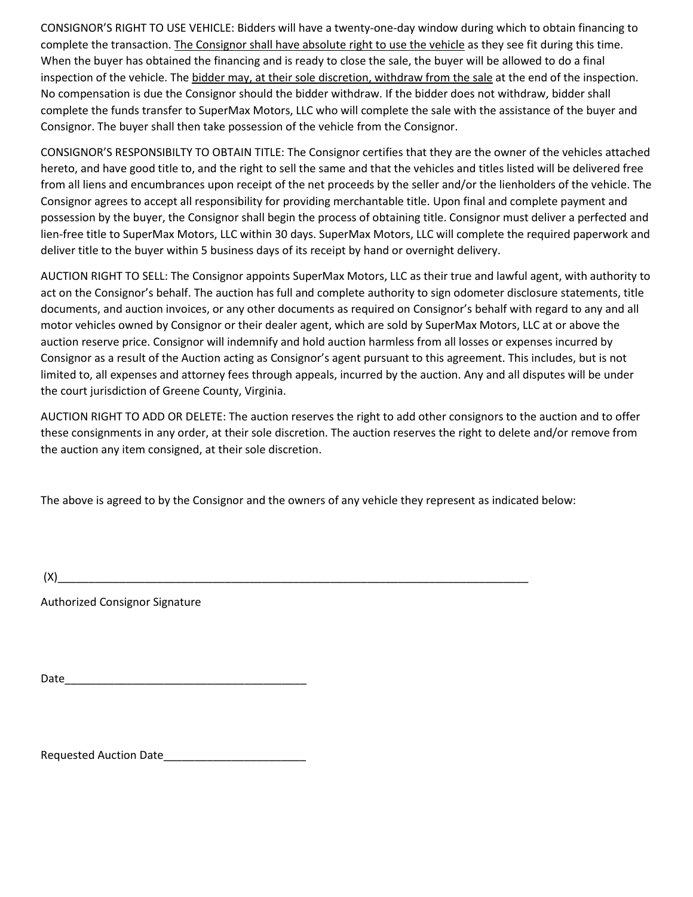CONSIGNOR'S RIGHT TO USE VEHICLE: Bidders will have a twenty-one-day window during which to obtain financing to complete the transaction. <u>The Consignor shall have absolute right to use the vehicle</u> as they see fit during this time. When the buyer has obtained the financing and is ready to close the sale, the buyer will be allowed to do a final inspection of the vehicle. The <u>bidder may, at their sole discretion, withdraw from the sale</u> at the end of the inspection. No compensation is due the Consignor should the bidder withdraw. If the bidder does not withdraw, bidder shall complete the funds transfer to SuperMax Motors, LLC who will complete the sale with the assistance of the buyer and Consignor. The buyer shall then take possession of the vehicle from the Consignor.

CONSIGNOR'S RESPONSIBILTY TO OBTAIN TITLE: The Consignor certifies that they are the owner of the vehicles attached hereto, and have good title to, and the right to sell the same and that the vehicles and titles listed will be delivered free from all liens and encumbrances upon receipt of the net proceeds by the seller and/or the lienholders of the vehicle. The Consignor agrees to accept all responsibility for providing merchantable title. Upon final and complete payment and possession by the buyer, the Consignor shall begin the process of obtaining title. Consignor must deliver a perfected and lien-free title to SuperMax Motors, LLC within 30 days. SuperMax Motors, LLC will complete the required paperwork and deliver title to the buyer within 5 business days of its receipt by hand or overnight delivery.

AUCTION RIGHT TO SELL: The Consignor appoints SuperMax Motors, LLC as their true and lawful agent, with authority to act on the Consignor's behalf. The auction has full and complete authority to sign odometer disclosure statements, title documents, and auction invoices, or any other documents as required on Consignor's behalf with regard to any and all motor vehicles owned by Consignor or their dealer agent, which are sold by SuperMax Motors, LLC at or above the auction reserve price. Consignor will indemnify and hold auction harmless from all losses or expenses incurred by Consignor as a result of the Auction acting as Consignor's agent pursuant to this agreement. This includes, but is not limited to, all expenses and attorney fees through appeals, incurred by the auction. Any and all disputes will be under the court jurisdiction of Greene County, Virginia.

AUCTION RIGHT TO ADD OR DELETE: The auction reserves the right to add other consignors to the auction and to offer these consignments in any order, at their sole discretion. The auction reserves the right to delete and/or remove from the auction any item consigned, at their sole discretion.

The above is agreed to by the Consignor and the owners of any vehicle they represent as indicated below:

(X)\_\_\_\_\_\_\_\_\_\_\_\_\_\_\_\_\_\_\_\_\_\_\_\_\_\_\_\_\_\_\_\_\_\_\_\_\_\_\_\_\_\_\_\_\_\_\_\_\_\_\_\_\_\_\_\_\_\_\_\_\_\_\_\_

Authorized Consignor Signature

Date\_\_\_\_\_\_\_\_\_\_\_\_\_\_\_\_\_\_\_\_\_\_\_\_\_\_\_\_\_\_\_\_\_\_\_\_

Requested Auction Date\_\_\_\_\_\_\_\_\_\_\_\_\_\_\_\_\_\_\_\_\_\_